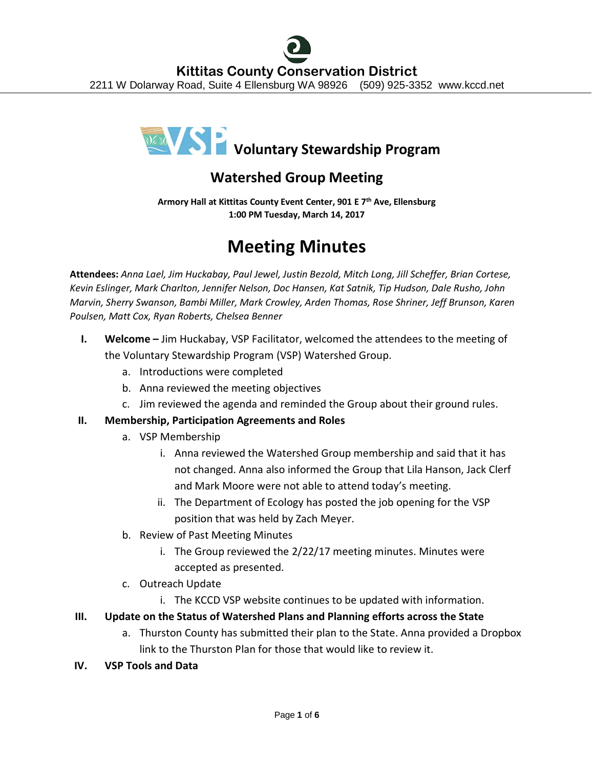# Kittitas County Conservation District

2211 W Dolarway Road, Suite 4 Ellensburg WA 98926 (509) 925-3352 www.kccd.net

## Voluntary Stewardship Program

## Watershed Group Meeting

**Armory Hall at Kittitas County Event Center, 901 E 7th Ave, Ellensburg**
**1:00 PM Tuesday, March 14, 2017**

# Meeting Minutes

**Attendees:** *Anna Lael, Jim Huckabay, Paul Jewel, Justin Bezold, Mitch Long, Jill Scheffer, Brian Cortese, Kevin Eslinger, Mark Charlton, Jennifer Nelson, Doc Hansen, Kat Satnik, Tip Hudson, Dale Rusho, John Marvin, Sherry Swanson, Bambi Miller, Mark Crowley, Arden Thomas, Rose Shriner, Jeff Brunson, Karen Poulsen, Matt Cox, Ryan Roberts, Chelsea Benner*

I. **Welcome –** Jim Huckabay, VSP Facilitator, welcomed the attendees to the meeting of the Voluntary Stewardship Program (VSP) Watershed Group.
   a. Introductions were completed
   b. Anna reviewed the meeting objectives
   c. Jim reviewed the agenda and reminded the Group about their ground rules.

II. **Membership, Participation Agreements and Roles**
   a. VSP Membership
      i. Anna reviewed the Watershed Group membership and said that it has not changed. Anna also informed the Group that Lila Hanson, Jack Clerf and Mark Moore were not able to attend today's meeting.
      ii. The Department of Ecology has posted the job opening for the VSP position that was held by Zach Meyer.
   b. Review of Past Meeting Minutes
      i. The Group reviewed the 2/22/17 meeting minutes. Minutes were accepted as presented.
   c. Outreach Update
      i. The KCCD VSP website continues to be updated with information.

III. **Update on the Status of Watershed Plans and Planning efforts across the State**
   a. Thurston County has submitted their plan to the State. Anna provided a Dropbox link to the Thurston Plan for those that would like to review it.

IV. **VSP Tools and Data**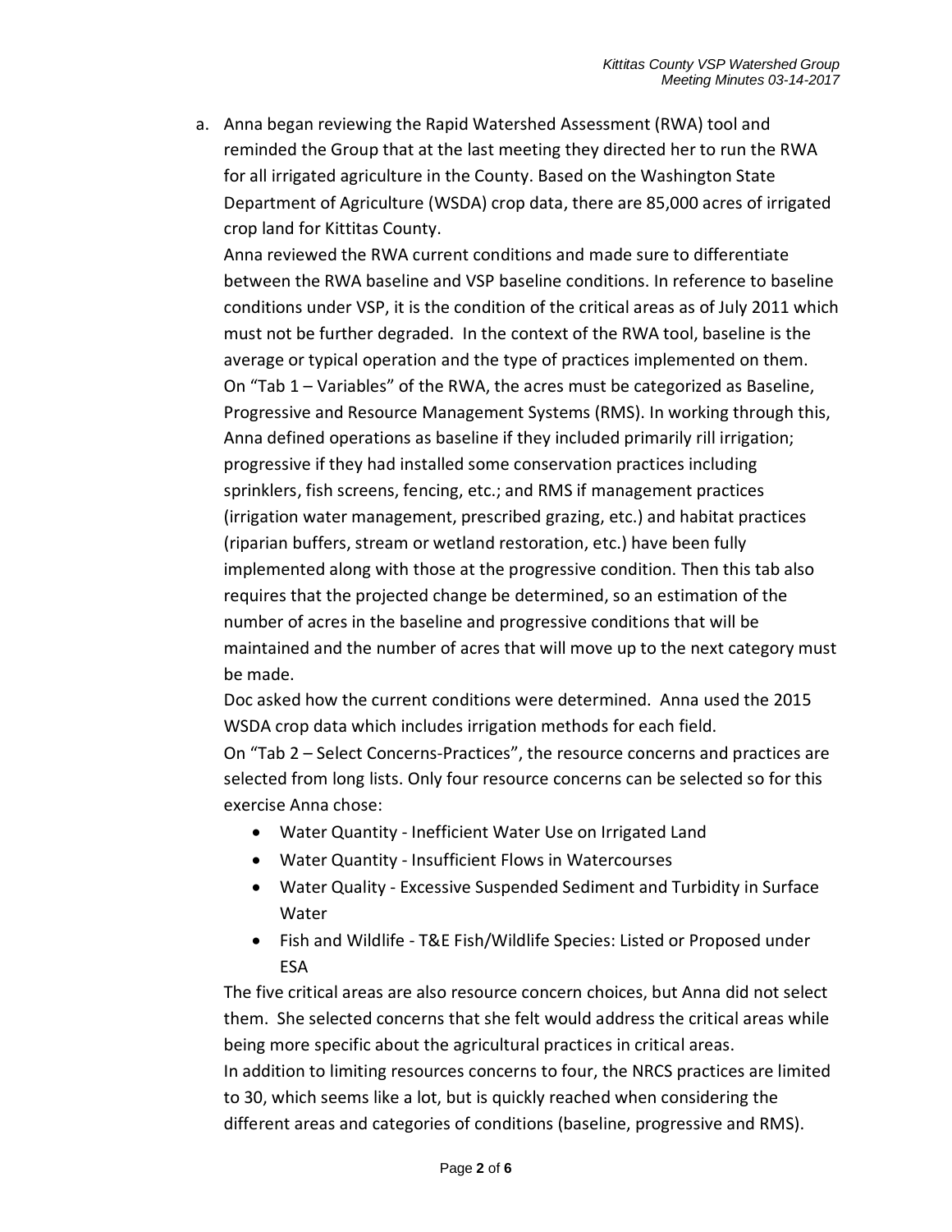a. Anna began reviewing the Rapid Watershed Assessment (RWA) tool and reminded the Group that at the last meeting they directed her to run the RWA for all irrigated agriculture in the County. Based on the Washington State Department of Agriculture (WSDA) crop data, there are 85,000 acres of irrigated crop land for Kittitas County.

   Anna reviewed the RWA current conditions and made sure to differentiate between the RWA baseline and VSP baseline conditions. In reference to baseline conditions under VSP, it is the condition of the critical areas as of July 2011 which must not be further degraded. In the context of the RWA tool, baseline is the average or typical operation and the type of practices implemented on them.

   On "Tab 1 – Variables" of the RWA, the acres must be categorized as Baseline, Progressive and Resource Management Systems (RMS). In working through this, Anna defined operations as baseline if they included primarily rill irrigation; progressive if they had installed some conservation practices including sprinklers, fish screens, fencing, etc.; and RMS if management practices (irrigation water management, prescribed grazing, etc.) and habitat practices (riparian buffers, stream or wetland restoration, etc.) have been fully implemented along with those at the progressive condition. Then this tab also requires that the projected change be determined, so an estimation of the number of acres in the baseline and progressive conditions that will be maintained and the number of acres that will move up to the next category must be made.

   Doc asked how the current conditions were determined. Anna used the 2015 WSDA crop data which includes irrigation methods for each field.

   On "Tab 2 – Select Concerns-Practices", the resource concerns and practices are selected from long lists. Only four resource concerns can be selected so for this exercise Anna chose:

   - Water Quantity - Inefficient Water Use on Irrigated Land
   - Water Quantity - Insufficient Flows in Watercourses
   - Water Quality - Excessive Suspended Sediment and Turbidity in Surface Water
   - Fish and Wildlife - T&E Fish/Wildlife Species: Listed or Proposed under ESA

   The five critical areas are also resource concern choices, but Anna did not select them. She selected concerns that she felt would address the critical areas while being more specific about the agricultural practices in critical areas.

   In addition to limiting resources concerns to four, the NRCS practices are limited to 30, which seems like a lot, but is quickly reached when considering the different areas and categories of conditions (baseline, progressive and RMS).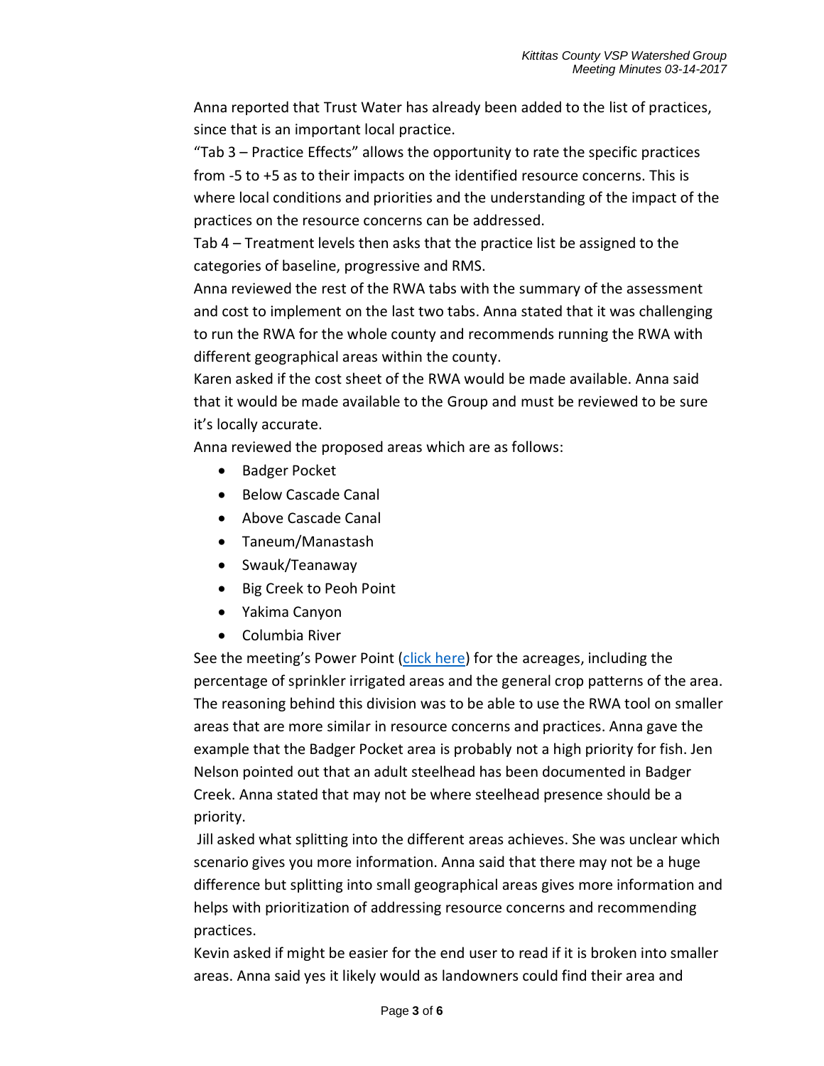Anna reported that Trust Water has already been added to the list of practices, since that is an important local practice.

"Tab 3 – Practice Effects" allows the opportunity to rate the specific practices from -5 to +5 as to their impacts on the identified resource concerns. This is where local conditions and priorities and the understanding of the impact of the practices on the resource concerns can be addressed.

Tab 4 – Treatment levels then asks that the practice list be assigned to the categories of baseline, progressive and RMS.

Anna reviewed the rest of the RWA tabs with the summary of the assessment and cost to implement on the last two tabs. Anna stated that it was challenging to run the RWA for the whole county and recommends running the RWA with different geographical areas within the county.

Karen asked if the cost sheet of the RWA would be made available. Anna said that it would be made available to the Group and must be reviewed to be sure it's locally accurate.

Anna reviewed the proposed areas which are as follows:

- Badger Pocket
- Below Cascade Canal
- Above Cascade Canal
- Taneum/Manastash
- Swauk/Teanaway
- Big Creek to Peoh Point
- Yakima Canyon
- Columbia River

See the meeting's Power Point (click here) for the acreages, including the percentage of sprinkler irrigated areas and the general crop patterns of the area. The reasoning behind this division was to be able to use the RWA tool on smaller areas that are more similar in resource concerns and practices. Anna gave the example that the Badger Pocket area is probably not a high priority for fish. Jen Nelson pointed out that an adult steelhead has been documented in Badger Creek. Anna stated that may not be where steelhead presence should be a priority.

Jill asked what splitting into the different areas achieves. She was unclear which scenario gives you more information. Anna said that there may not be a huge difference but splitting into small geographical areas gives more information and helps with prioritization of addressing resource concerns and recommending practices.

Kevin asked if might be easier for the end user to read if it is broken into smaller areas. Anna said yes it likely would as landowners could find their area and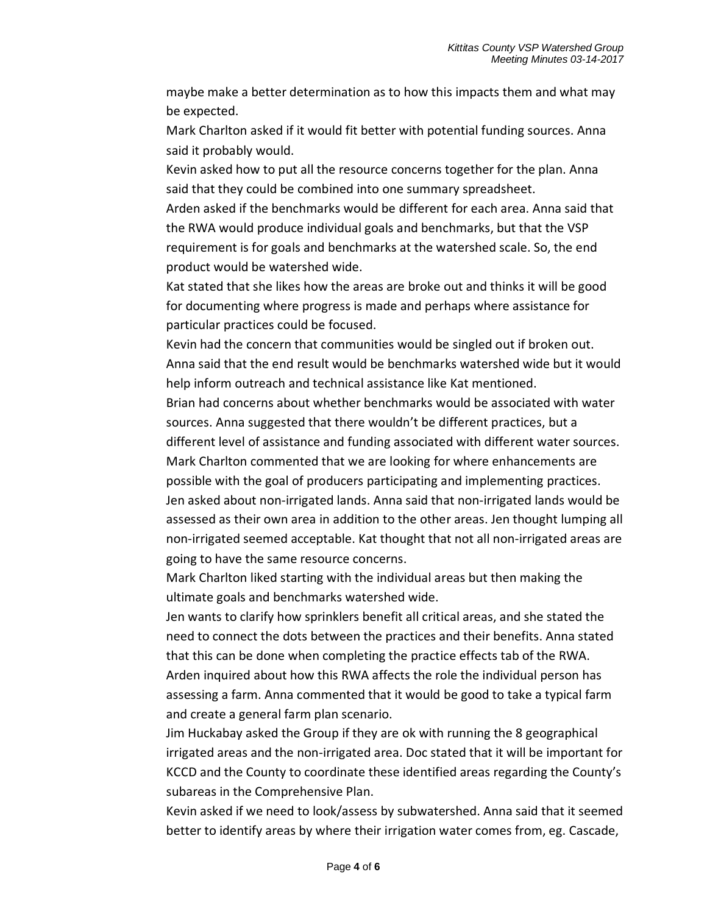maybe make a better determination as to how this impacts them and what may be expected.

Mark Charlton asked if it would fit better with potential funding sources. Anna said it probably would.

Kevin asked how to put all the resource concerns together for the plan. Anna said that they could be combined into one summary spreadsheet.

Arden asked if the benchmarks would be different for each area. Anna said that the RWA would produce individual goals and benchmarks, but that the VSP requirement is for goals and benchmarks at the watershed scale. So, the end product would be watershed wide.

Kat stated that she likes how the areas are broke out and thinks it will be good for documenting where progress is made and perhaps where assistance for particular practices could be focused.

Kevin had the concern that communities would be singled out if broken out. Anna said that the end result would be benchmarks watershed wide but it would help inform outreach and technical assistance like Kat mentioned.

Brian had concerns about whether benchmarks would be associated with water sources. Anna suggested that there wouldn't be different practices, but a different level of assistance and funding associated with different water sources.

Mark Charlton commented that we are looking for where enhancements are possible with the goal of producers participating and implementing practices.

Jen asked about non-irrigated lands. Anna said that non-irrigated lands would be assessed as their own area in addition to the other areas. Jen thought lumping all non-irrigated seemed acceptable. Kat thought that not all non-irrigated areas are going to have the same resource concerns.

Mark Charlton liked starting with the individual areas but then making the ultimate goals and benchmarks watershed wide.

Jen wants to clarify how sprinklers benefit all critical areas, and she stated the need to connect the dots between the practices and their benefits. Anna stated that this can be done when completing the practice effects tab of the RWA.

Arden inquired about how this RWA affects the role the individual person has assessing a farm. Anna commented that it would be good to take a typical farm and create a general farm plan scenario.

Jim Huckabay asked the Group if they are ok with running the 8 geographical irrigated areas and the non-irrigated area. Doc stated that it will be important for KCCD and the County to coordinate these identified areas regarding the County's subareas in the Comprehensive Plan.

Kevin asked if we need to look/assess by subwatershed. Anna said that it seemed better to identify areas by where their irrigation water comes from, eg. Cascade,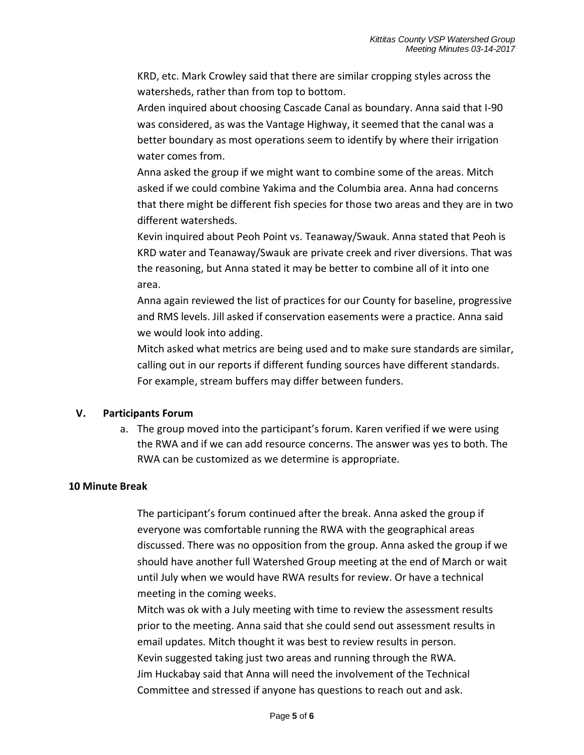KRD, etc. Mark Crowley said that there are similar cropping styles across the watersheds, rather than from top to bottom.

Arden inquired about choosing Cascade Canal as boundary. Anna said that I-90 was considered, as was the Vantage Highway, it seemed that the canal was a better boundary as most operations seem to identify by where their irrigation water comes from.

Anna asked the group if we might want to combine some of the areas. Mitch asked if we could combine Yakima and the Columbia area. Anna had concerns that there might be different fish species for those two areas and they are in two different watersheds.

Kevin inquired about Peoh Point vs. Teanaway/Swauk. Anna stated that Peoh is KRD water and Teanaway/Swauk are private creek and river diversions. That was the reasoning, but Anna stated it may be better to combine all of it into one area.

Anna again reviewed the list of practices for our County for baseline, progressive and RMS levels. Jill asked if conservation easements were a practice. Anna said we would look into adding.

Mitch asked what metrics are being used and to make sure standards are similar, calling out in our reports if different funding sources have different standards. For example, stream buffers may differ between funders.

## V. Participants Forum

a. The group moved into the participant's forum. Karen verified if we were using the RWA and if we can add resource concerns. The answer was yes to both. The RWA can be customized as we determine is appropriate.

**10 Minute Break**

The participant's forum continued after the break. Anna asked the group if everyone was comfortable running the RWA with the geographical areas discussed. There was no opposition from the group. Anna asked the group if we should have another full Watershed Group meeting at the end of March or wait until July when we would have RWA results for review. Or have a technical meeting in the coming weeks.

Mitch was ok with a July meeting with time to review the assessment results prior to the meeting. Anna said that she could send out assessment results in email updates. Mitch thought it was best to review results in person.

Kevin suggested taking just two areas and running through the RWA.

Jim Huckabay said that Anna will need the involvement of the Technical Committee and stressed if anyone has questions to reach out and ask.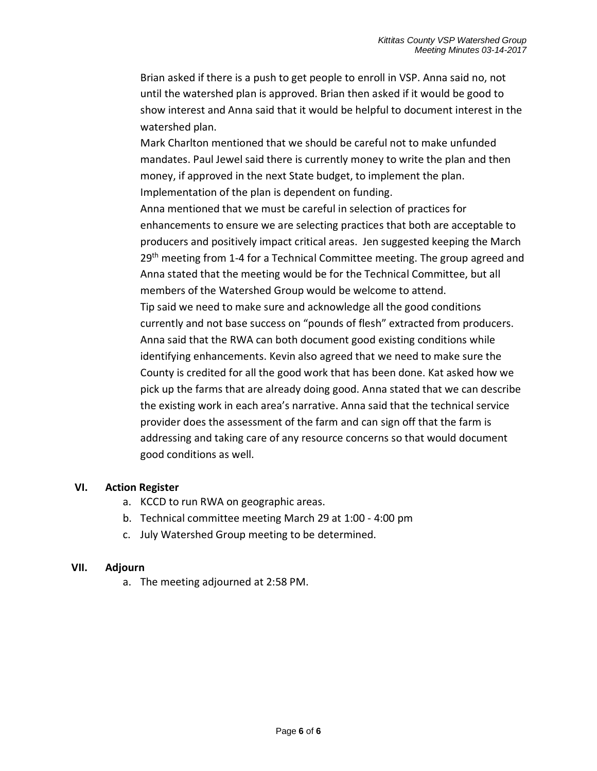Brian asked if there is a push to get people to enroll in VSP. Anna said no, not until the watershed plan is approved. Brian then asked if it would be good to show interest and Anna said that it would be helpful to document interest in the watershed plan.

Mark Charlton mentioned that we should be careful not to make unfunded mandates. Paul Jewel said there is currently money to write the plan and then money, if approved in the next State budget, to implement the plan. Implementation of the plan is dependent on funding.

Anna mentioned that we must be careful in selection of practices for enhancements to ensure we are selecting practices that both are acceptable to producers and positively impact critical areas. Jen suggested keeping the March 29th meeting from 1-4 for a Technical Committee meeting. The group agreed and Anna stated that the meeting would be for the Technical Committee, but all members of the Watershed Group would be welcome to attend.

Tip said we need to make sure and acknowledge all the good conditions currently and not base success on "pounds of flesh" extracted from producers. Anna said that the RWA can both document good existing conditions while identifying enhancements. Kevin also agreed that we need to make sure the County is credited for all the good work that has been done. Kat asked how we pick up the farms that are already doing good. Anna stated that we can describe the existing work in each area's narrative. Anna said that the technical service provider does the assessment of the farm and can sign off that the farm is addressing and taking care of any resource concerns so that would document good conditions as well.

## VI. Action Register

a. KCCD to run RWA on geographic areas.
b. Technical committee meeting March 29 at 1:00 - 4:00 pm
c. July Watershed Group meeting to be determined.

## VII. Adjourn

a. The meeting adjourned at 2:58 PM.